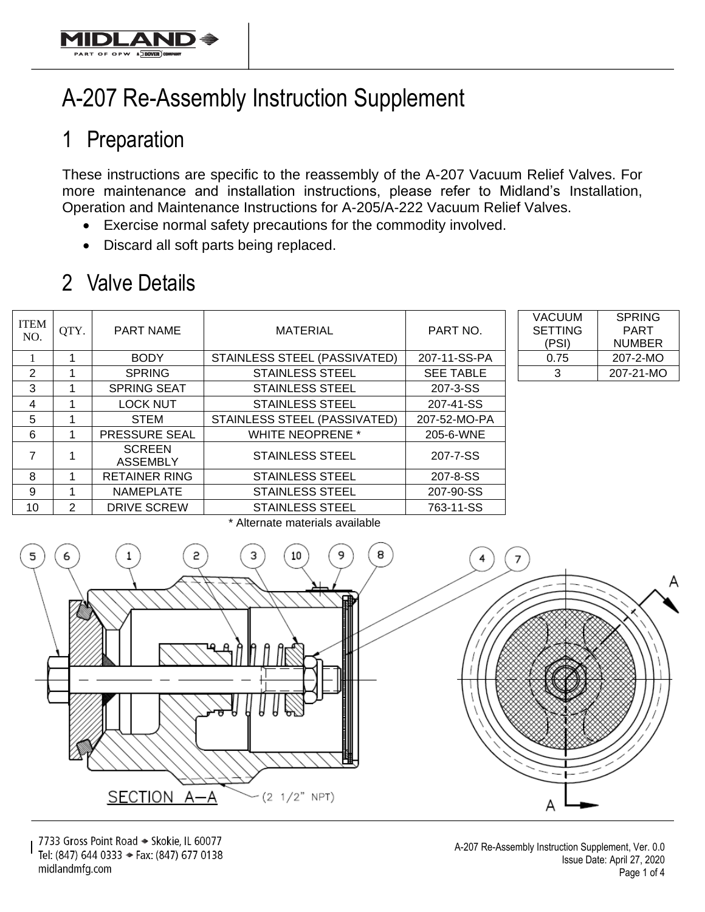# A-207 Re-Assembly Instruction Supplement

## 1 Preparation

These instructions are specific to the reassembly of the A-207 Vacuum Relief Valves. For more maintenance and installation instructions, please refer to Midland's Installation, Operation and Maintenance Instructions for A-205/A-222 Vacuum Relief Valves.

- Exercise normal safety precautions for the commodity involved.
- Discard all soft parts being replaced.

## 2 Valve Details

| ITEM NO. | QTY. | PART NAME | MATERIAL | PART NO. |
|---|---|---|---|---|
| 1 | 1 | BODY | STAINLESS STEEL (PASSIVATED) | 207-11-SS-PA |
| 2 | 1 | SPRING | STAINLESS STEEL | SEE TABLE |
| 3 | 1 | SPRING SEAT | STAINLESS STEEL | 207-3-SS |
| 4 | 1 | LOCK NUT | STAINLESS STEEL | 207-41-SS |
| 5 | 1 | STEM | STAINLESS STEEL (PASSIVATED) | 207-52-MO-PA |
| 6 | 1 | PRESSURE SEAL | WHITE NEOPRENE * | 205-6-WNE |
| 7 | 1 | SCREEN ASSEMBLY | STAINLESS STEEL | 207-7-SS |
| 8 | 1 | RETAINER RING | STAINLESS STEEL | 207-8-SS |
| 9 | 1 | NAMEPLATE | STAINLESS STEEL | 207-90-SS |
| 10 | 2 | DRIVE SCREW | STAINLESS STEEL | 763-11-SS |

\* Alternate materials available

| VACUUM SETTING (PSI) | SPRING PART NUMBER |
|---|---|
| 0.75 | 207-2-MO |
| 3 | 207-21-MO |

SECTION A—A (2 1/2" NPT)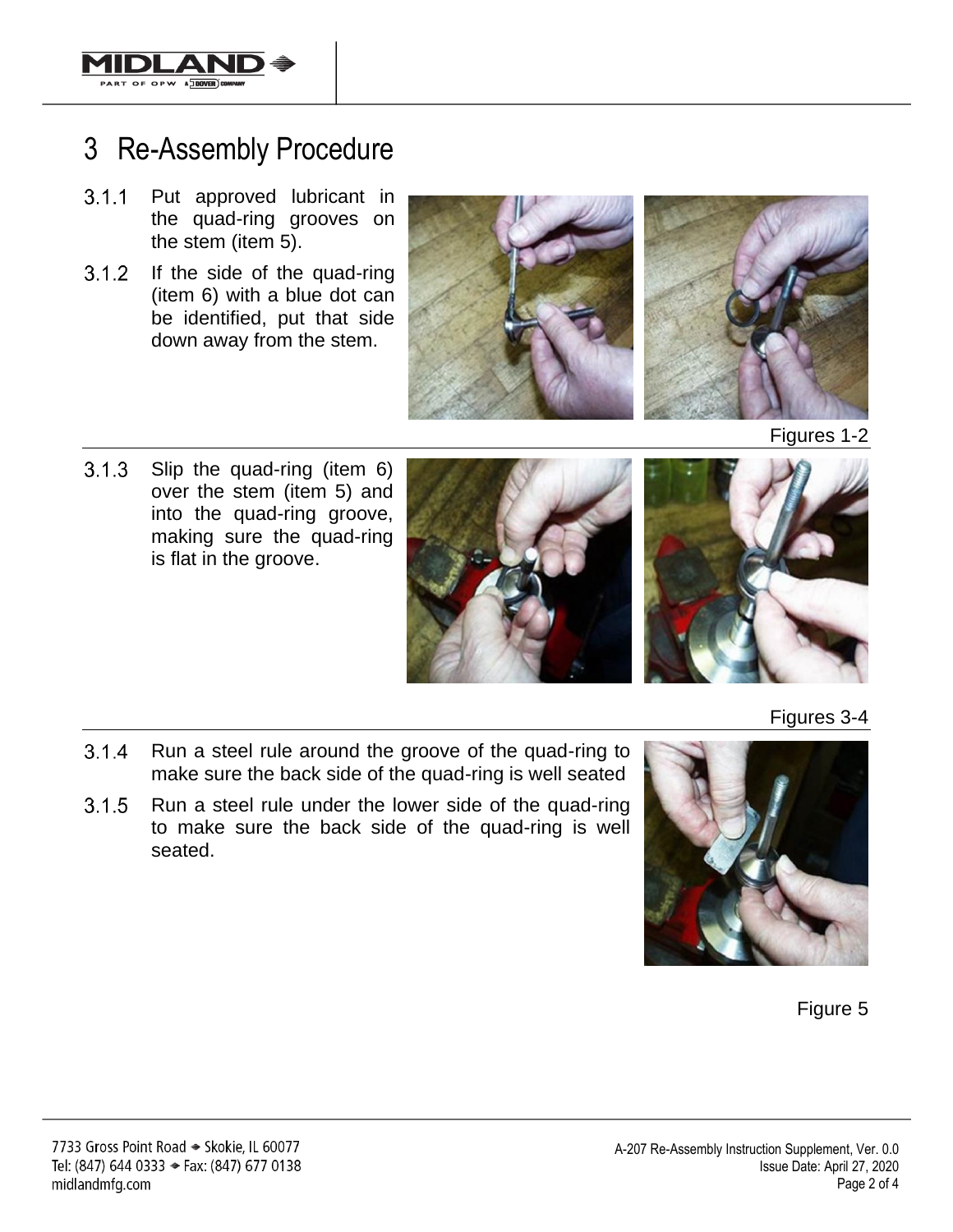# 3 Re-Assembly Procedure

3.1.1 Put approved lubricant in the quad-ring grooves on the stem (item 5).

3.1.2 If the side of the quad-ring (item 6) with a blue dot can be identified, put that side down away from the stem.

Figures 1-2

3.1.3 Slip the quad-ring (item 6) over the stem (item 5) and into the quad-ring groove, making sure the quad-ring is flat in the groove.

Figures 3-4

3.1.4 Run a steel rule around the groove of the quad-ring to make sure the back side of the quad-ring is well seated

3.1.5 Run a steel rule under the lower side of the quad-ring to make sure the back side of the quad-ring is well seated.

Figure 5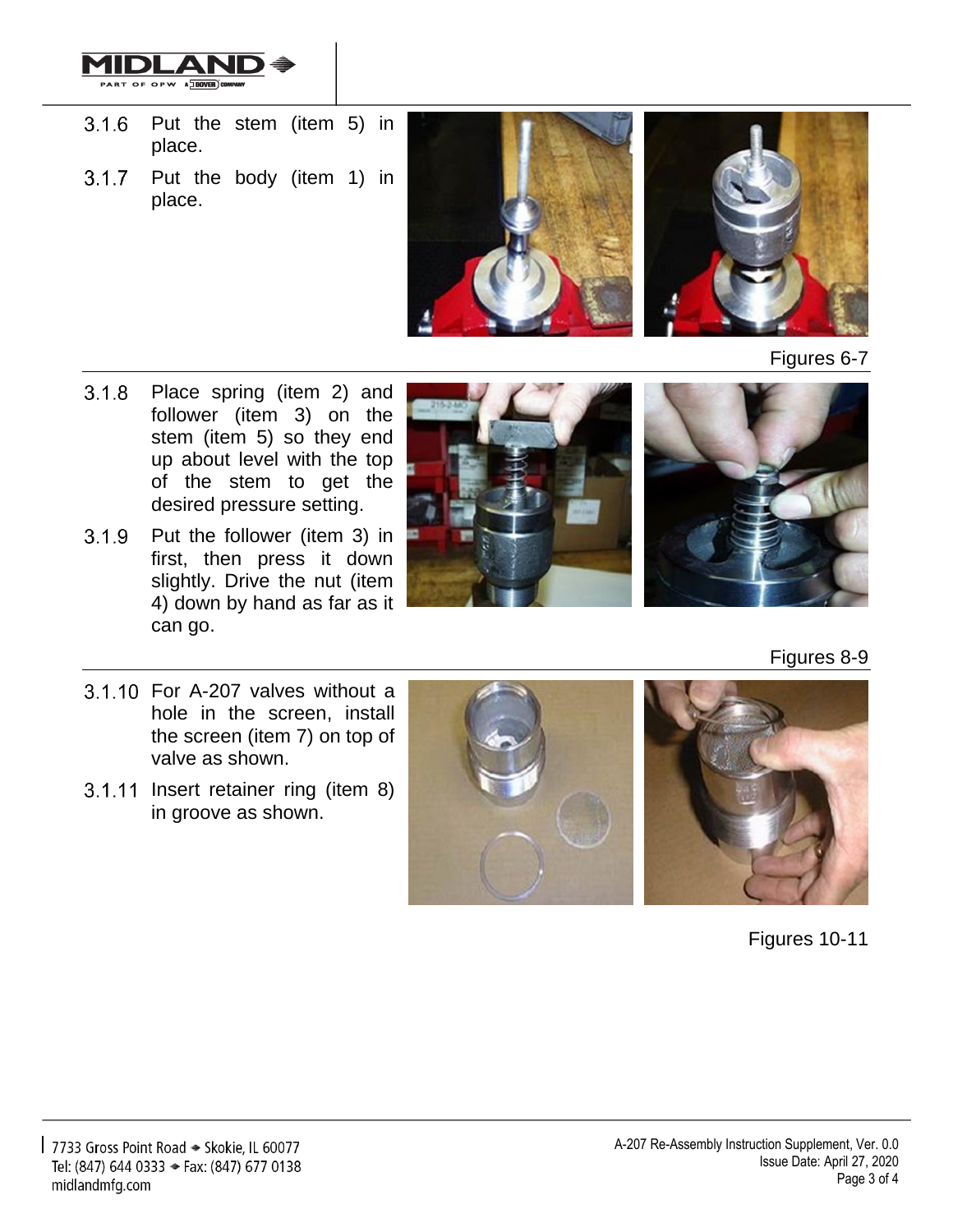3.1.6 Put the stem (item 5) in place.

3.1.7 Put the body (item 1) in place.

Figures 6-7

3.1.8 Place spring (item 2) and follower (item 3) on the stem (item 5) so they end up about level with the top of the stem to get the desired pressure setting.

3.1.9 Put the follower (item 3) in first, then press it down slightly. Drive the nut (item 4) down by hand as far as it can go.

Figures 8-9

3.1.10 For A-207 valves without a hole in the screen, install the screen (item 7) on top of valve as shown.

3.1.11 Insert retainer ring (item 8) in groove as shown.

Figures 10-11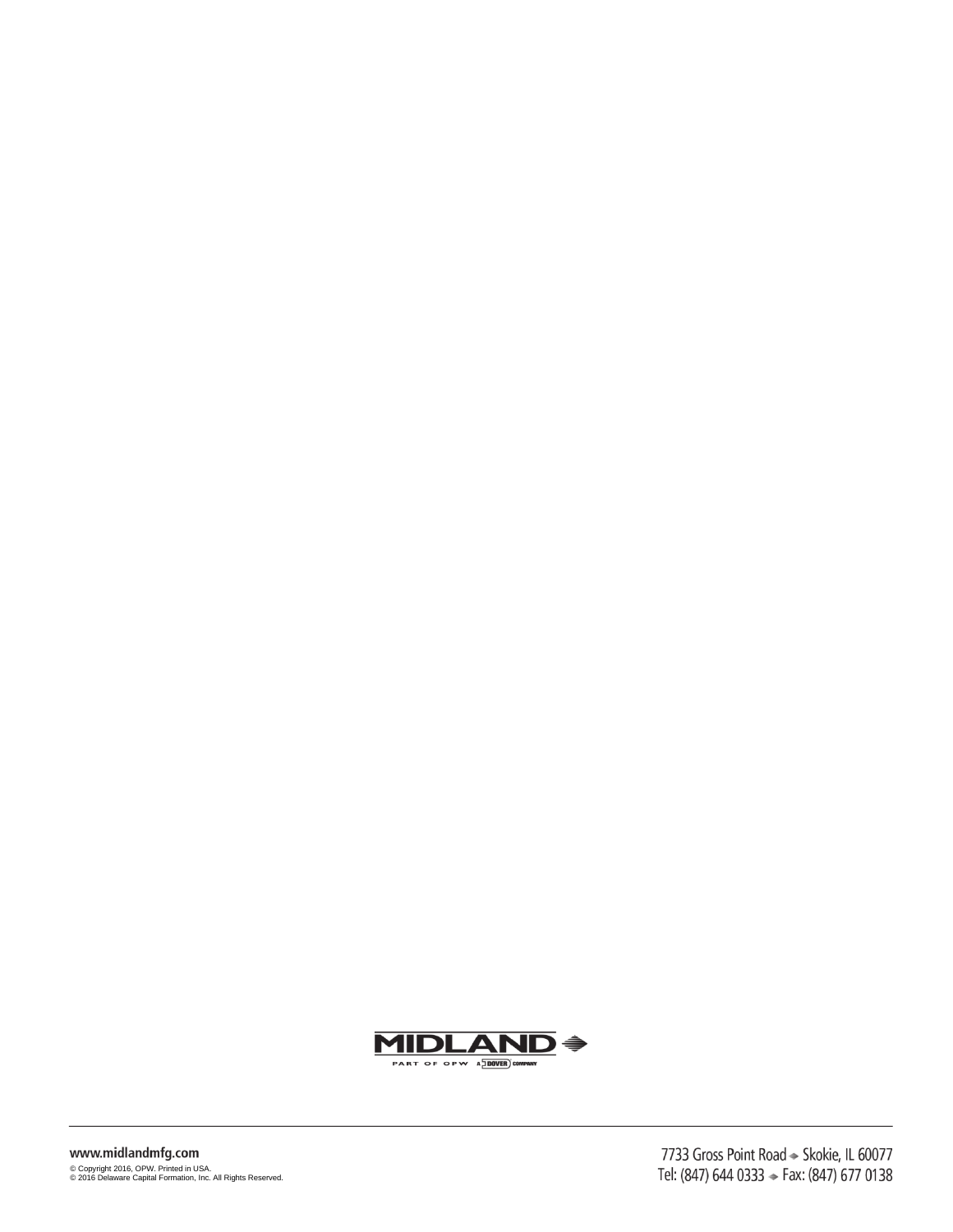MIDLAND

PART OF OPW A DOVER COMPANY

www.midlandmfg.com

© Copyright 2016, OPW. Printed in USA.
© 2016 Delaware Capital Formation, Inc. All Rights Reserved.

7733 Gross Point Road ◆ Skokie, IL 60077
Tel: (847) 644 0333 ◆ Fax: (847) 677 0138